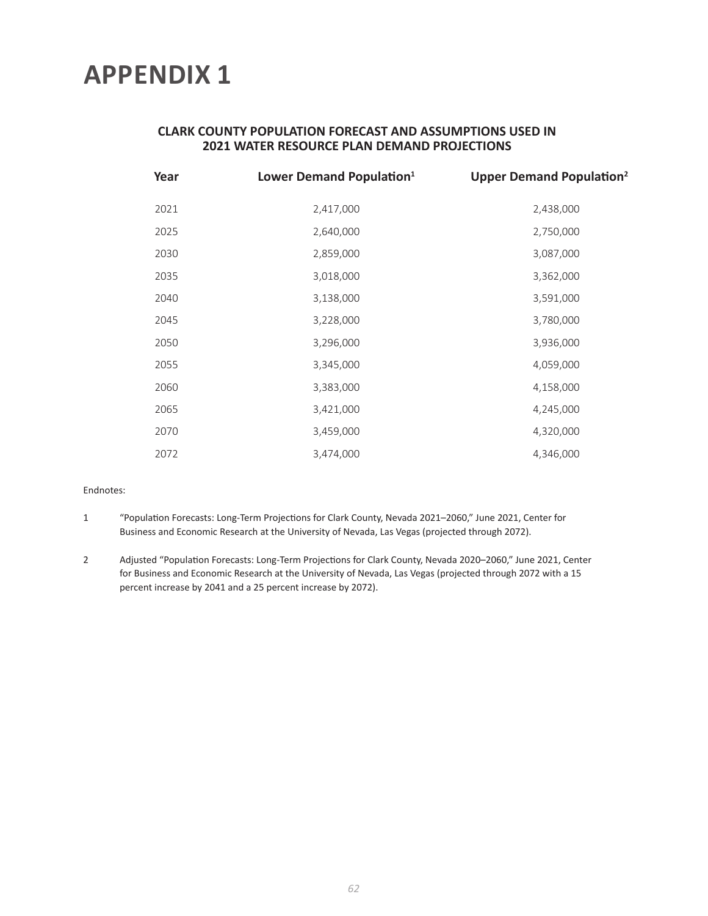# APPENDIX 1

## CLARK COUNTY POPULATION FORECAST AND ASSUMPTIONS USED IN 2021 WATER RESOURCE PLAN DEMAND PROJECTIONS

| Year | Lower Demand Population[1] | Upper Demand Population[2] |
|---|---|---|
| 2021 | 2,417,000 | 2,438,000 |
| 2025 | 2,640,000 | 2,750,000 |
| 2030 | 2,859,000 | 3,087,000 |
| 2035 | 3,018,000 | 3,362,000 |
| 2040 | 3,138,000 | 3,591,000 |
| 2045 | 3,228,000 | 3,780,000 |
| 2050 | 3,296,000 | 3,936,000 |
| 2055 | 3,345,000 | 4,059,000 |
| 2060 | 3,383,000 | 4,158,000 |
| 2065 | 3,421,000 | 4,245,000 |
| 2070 | 3,459,000 | 4,320,000 |
| 2072 | 3,474,000 | 4,346,000 |

Endnotes:

1. "Population Forecasts: Long-Term Projections for Clark County, Nevada 2021–2060," June 2021, Center for Business and Economic Research at the University of Nevada, Las Vegas (projected through 2072).

2. Adjusted "Population Forecasts: Long-Term Projections for Clark County, Nevada 2020–2060," June 2021, Center for Business and Economic Research at the University of Nevada, Las Vegas (projected through 2072 with a 15 percent increase by 2041 and a 25 percent increase by 2072).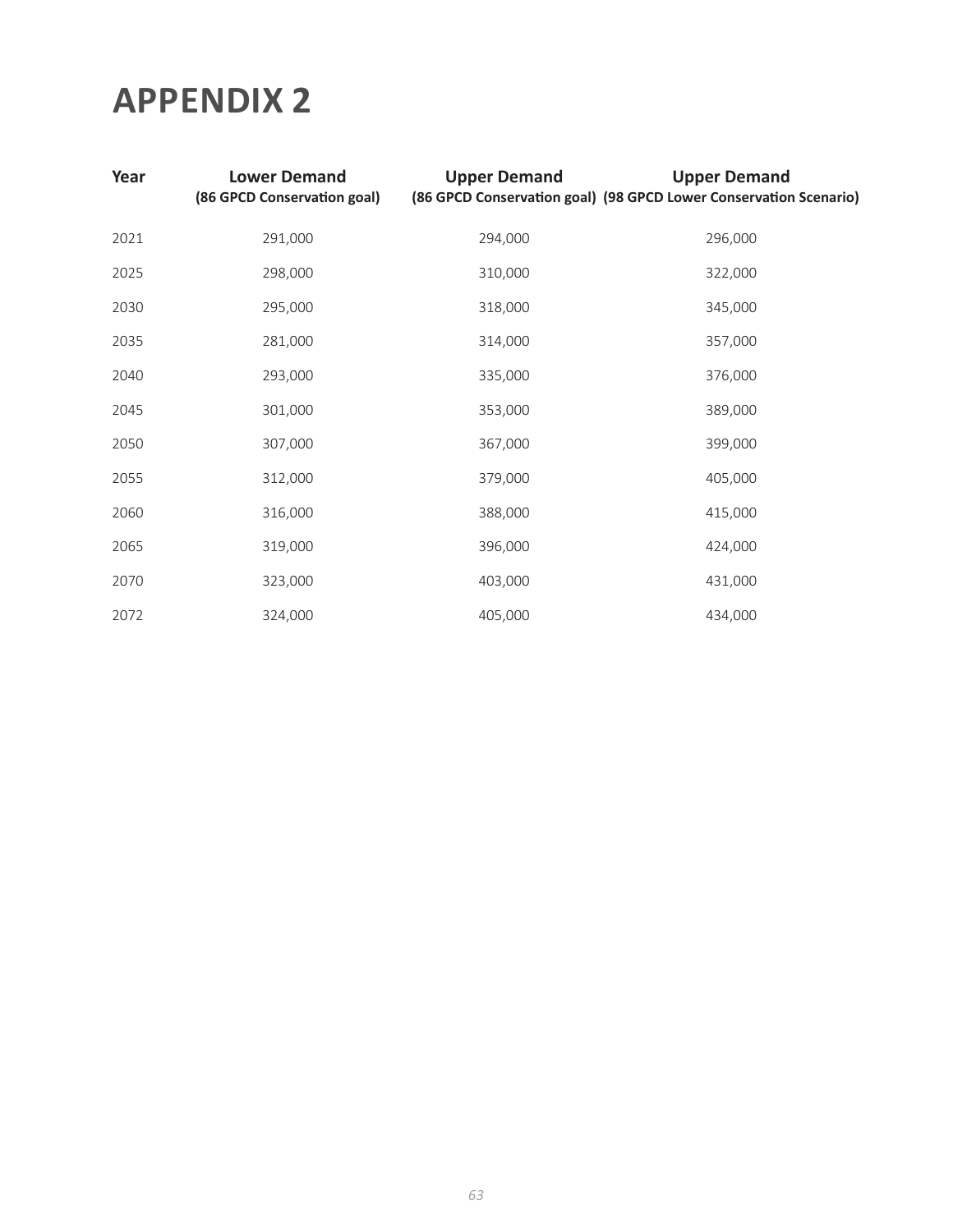# APPENDIX 2

| Year | Lower Demand (86 GPCD Conservation goal) | Upper Demand (86 GPCD Conservation goal) | Upper Demand (98 GPCD Lower Conservation Scenario) |
|---|---|---|---|
| 2021 | 291,000 | 294,000 | 296,000 |
| 2025 | 298,000 | 310,000 | 322,000 |
| 2030 | 295,000 | 318,000 | 345,000 |
| 2035 | 281,000 | 314,000 | 357,000 |
| 2040 | 293,000 | 335,000 | 376,000 |
| 2045 | 301,000 | 353,000 | 389,000 |
| 2050 | 307,000 | 367,000 | 399,000 |
| 2055 | 312,000 | 379,000 | 405,000 |
| 2060 | 316,000 | 388,000 | 415,000 |
| 2065 | 319,000 | 396,000 | 424,000 |
| 2070 | 323,000 | 403,000 | 431,000 |
| 2072 | 324,000 | 405,000 | 434,000 |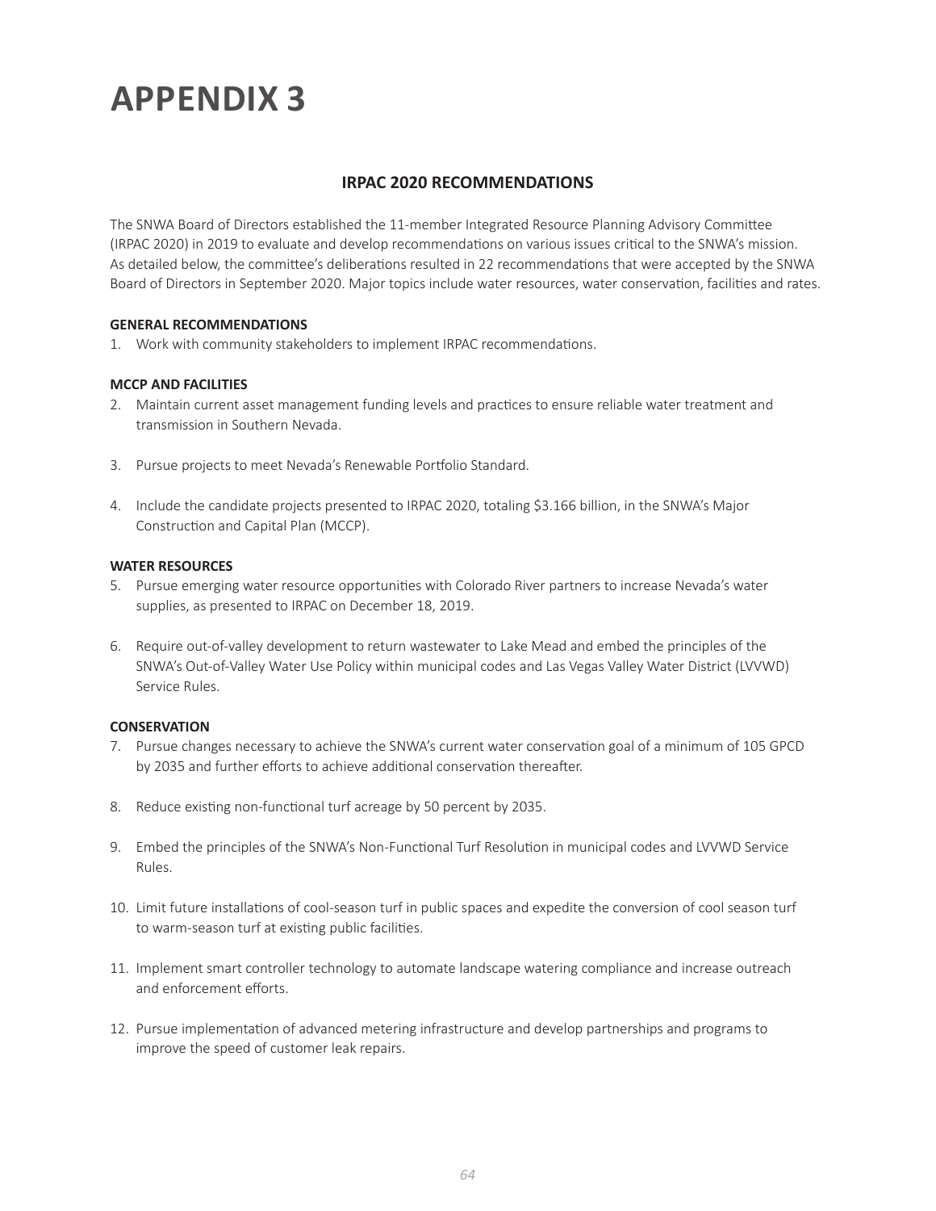# APPENDIX 3

## IRPAC 2020 RECOMMENDATIONS

The SNWA Board of Directors established the 11-member Integrated Resource Planning Advisory Committee (IRPAC 2020) in 2019 to evaluate and develop recommendations on various issues critical to the SNWA's mission. As detailed below, the committee's deliberations resulted in 22 recommendations that were accepted by the SNWA Board of Directors in September 2020. Major topics include water resources, water conservation, facilities and rates.

**GENERAL RECOMMENDATIONS**

1. Work with community stakeholders to implement IRPAC recommendations.

**MCCP AND FACILITIES**

2. Maintain current asset management funding levels and practices to ensure reliable water treatment and transmission in Southern Nevada.

3. Pursue projects to meet Nevada's Renewable Portfolio Standard.

4. Include the candidate projects presented to IRPAC 2020, totaling $3.166 billion, in the SNWA's Major Construction and Capital Plan (MCCP).

**WATER RESOURCES**

5. Pursue emerging water resource opportunities with Colorado River partners to increase Nevada's water supplies, as presented to IRPAC on December 18, 2019.

6. Require out-of-valley development to return wastewater to Lake Mead and embed the principles of the SNWA's Out-of-Valley Water Use Policy within municipal codes and Las Vegas Valley Water District (LVVWD) Service Rules.

**CONSERVATION**

7. Pursue changes necessary to achieve the SNWA's current water conservation goal of a minimum of 105 GPCD by 2035 and further efforts to achieve additional conservation thereafter.

8. Reduce existing non-functional turf acreage by 50 percent by 2035.

9. Embed the principles of the SNWA's Non-Functional Turf Resolution in municipal codes and LVVWD Service Rules.

10. Limit future installations of cool-season turf in public spaces and expedite the conversion of cool season turf to warm-season turf at existing public facilities.

11. Implement smart controller technology to automate landscape watering compliance and increase outreach and enforcement efforts.

12. Pursue implementation of advanced metering infrastructure and develop partnerships and programs to improve the speed of customer leak repairs.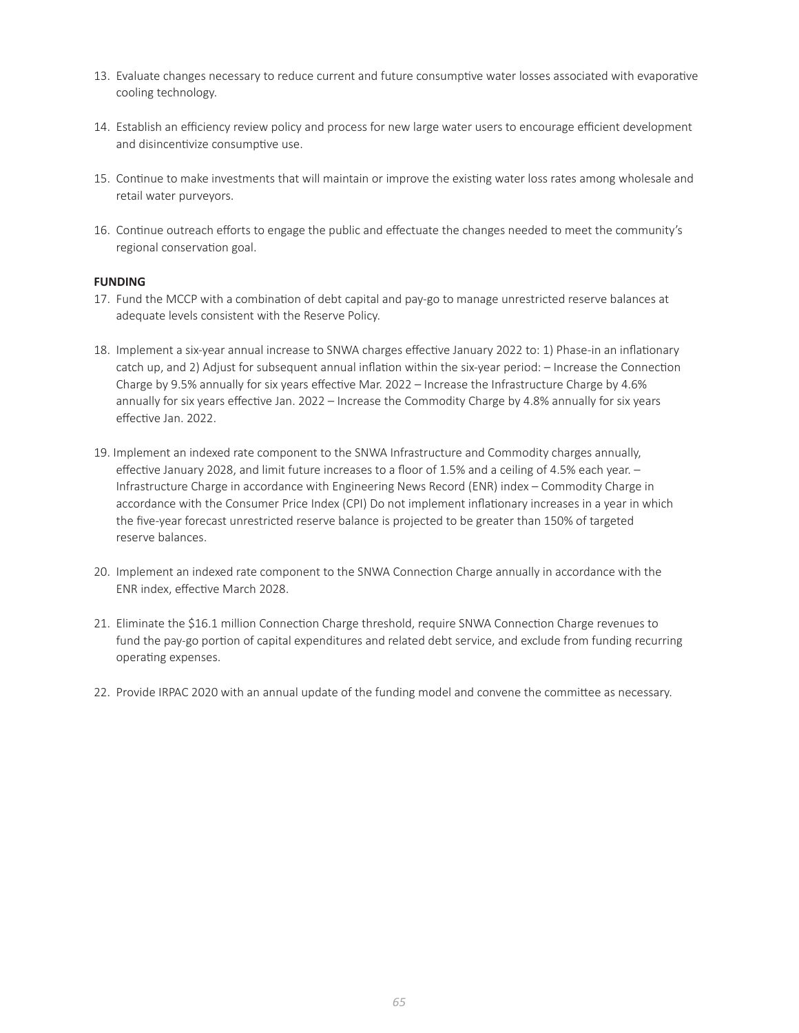13. Evaluate changes necessary to reduce current and future consumptive water losses associated with evaporative cooling technology.

14. Establish an efficiency review policy and process for new large water users to encourage efficient development and disincentivize consumptive use.

15. Continue to make investments that will maintain or improve the existing water loss rates among wholesale and retail water purveyors.

16. Continue outreach efforts to engage the public and effectuate the changes needed to meet the community's regional conservation goal.

**FUNDING**

17. Fund the MCCP with a combination of debt capital and pay-go to manage unrestricted reserve balances at adequate levels consistent with the Reserve Policy.

18. Implement a six-year annual increase to SNWA charges effective January 2022 to: 1) Phase-in an inflationary catch up, and 2) Adjust for subsequent annual inflation within the six-year period: – Increase the Connection Charge by 9.5% annually for six years effective Mar. 2022 – Increase the Infrastructure Charge by 4.6% annually for six years effective Jan. 2022 – Increase the Commodity Charge by 4.8% annually for six years effective Jan. 2022.

19. Implement an indexed rate component to the SNWA Infrastructure and Commodity charges annually, effective January 2028, and limit future increases to a floor of 1.5% and a ceiling of 4.5% each year. – Infrastructure Charge in accordance with Engineering News Record (ENR) index – Commodity Charge in accordance with the Consumer Price Index (CPI) Do not implement inflationary increases in a year in which the five-year forecast unrestricted reserve balance is projected to be greater than 150% of targeted reserve balances.

20. Implement an indexed rate component to the SNWA Connection Charge annually in accordance with the ENR index, effective March 2028.

21. Eliminate the $16.1 million Connection Charge threshold, require SNWA Connection Charge revenues to fund the pay-go portion of capital expenditures and related debt service, and exclude from funding recurring operating expenses.

22. Provide IRPAC 2020 with an annual update of the funding model and convene the committee as necessary.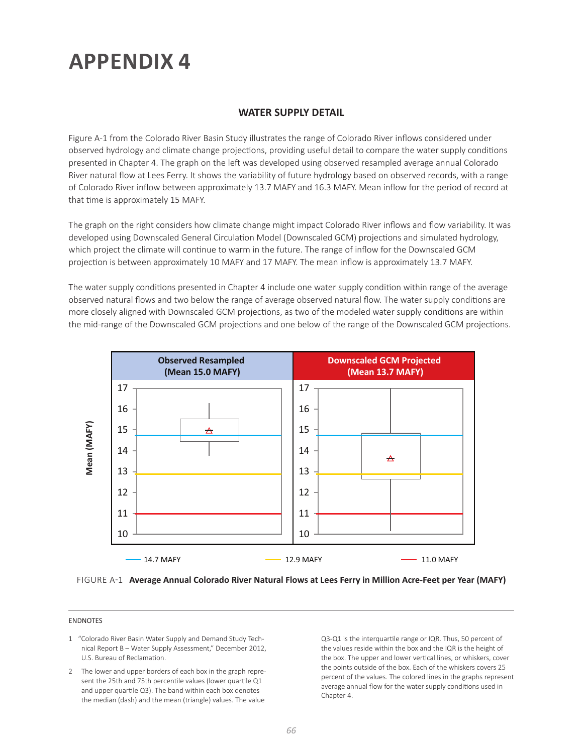# APPENDIX 4

### WATER SUPPLY DETAIL

Figure A-1 from the Colorado River Basin Study illustrates the range of Colorado River inflows considered under observed hydrology and climate change projections, providing useful detail to compare the water supply conditions presented in Chapter 4. The graph on the left was developed using observed resampled average annual Colorado River natural flow at Lees Ferry. It shows the variability of future hydrology based on observed records, with a range of Colorado River inflow between approximately 13.7 MAFY and 16.3 MAFY. Mean inflow for the period of record at that time is approximately 15 MAFY.

The graph on the right considers how climate change might impact Colorado River inflows and flow variability. It was developed using Downscaled General Circulation Model (Downscaled GCM) projections and simulated hydrology, which project the climate will continue to warm in the future. The range of inflow for the Downscaled GCM projection is between approximately 10 MAFY and 17 MAFY. The mean inflow is approximately 13.7 MAFY.

The water supply conditions presented in Chapter 4 include one water supply condition within range of the average observed natural flows and two below the range of average observed natural flow. The water supply conditions are more closely aligned with Downscaled GCM projections, as two of the modeled water supply conditions are within the mid-range of the Downscaled GCM projections and one below of the range of the Downscaled GCM projections.

Observed Resampled (Mean 15.0 MAFY) | Downscaled GCM Projected (Mean 13.7 MAFY)

Mean (MAFY)

14.7 MAFY | 12.9 MAFY | 11.0 MAFY

FIGURE A-1 **Average Annual Colorado River Natural Flows at Lees Ferry in Million Acre-Feet per Year (MAFY)**

ENDNOTES

1 "Colorado River Basin Water Supply and Demand Study Technical Report B – Water Supply Assessment," December 2012, U.S. Bureau of Reclamation.

2 The lower and upper borders of each box in the graph represent the 25th and 75th percentile values (lower quartile Q1 and upper quartile Q3). The band within each box denotes the median (dash) and the mean (triangle) values. The value Q3-Q1 is the interquartile range or IQR. Thus, 50 percent of the values reside within the box and the IQR is the height of the box. The upper and lower vertical lines, or whiskers, cover the points outside of the box. Each of the whiskers covers 25 percent of the values. The colored lines in the graphs represent average annual flow for the water supply conditions used in Chapter 4.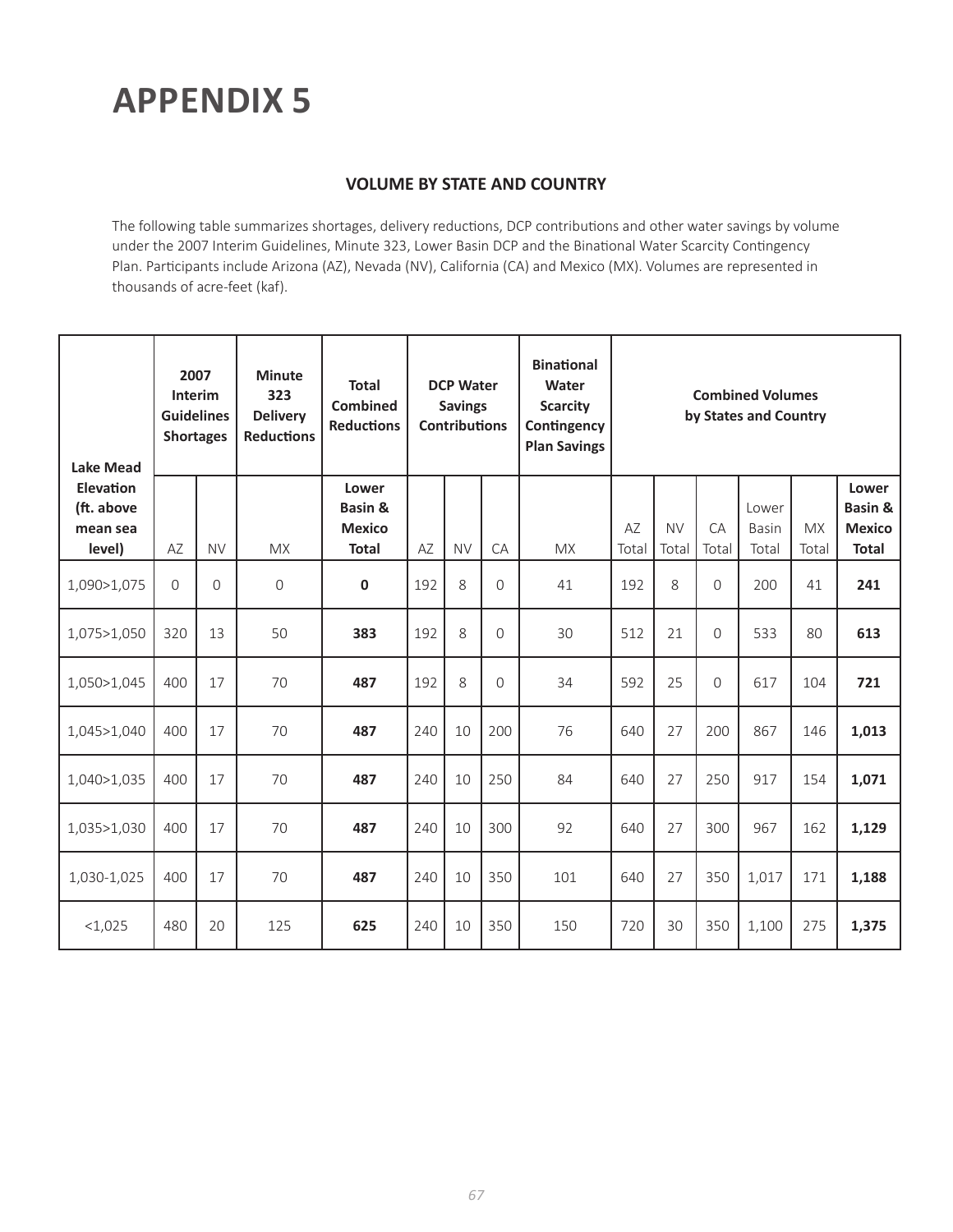# APPENDIX 5

### VOLUME BY STATE AND COUNTRY

The following table summarizes shortages, delivery reductions, DCP contributions and other water savings by volume under the 2007 Interim Guidelines, Minute 323, Lower Basin DCP and the Binational Water Scarcity Contingency Plan. Participants include Arizona (AZ), Nevada (NV), California (CA) and Mexico (MX). Volumes are represented in thousands of acre-feet (kaf).

| Lake Mead Elevation (ft. above mean sea level) | 2007 Interim Guidelines Shortages | | Minute 323 Delivery Reductions | Total Combined Reductions | DCP Water Savings Contributions | | | Binational Water Scarcity Contingency Plan Savings | Combined Volumes by States and Country | | | | | |
|---|---|---|---|---|---|---|---|---|---|---|---|---|---|---|
| | AZ | NV | MX | **Lower Basin & Mexico Total** | AZ | NV | CA | MX | AZ Total | NV Total | CA Total | Lower Basin Total | MX Total | **Lower Basin & Mexico Total** |
| 1,090>1,075 | 0 | 0 | 0 | **0** | 192 | 8 | 0 | 41 | 192 | 8 | 0 | 200 | 41 | **241** |
| 1,075>1,050 | 320 | 13 | 50 | **383** | 192 | 8 | 0 | 30 | 512 | 21 | 0 | 533 | 80 | **613** |
| 1,050>1,045 | 400 | 17 | 70 | **487** | 192 | 8 | 0 | 34 | 592 | 25 | 0 | 617 | 104 | **721** |
| 1,045>1,040 | 400 | 17 | 70 | **487** | 240 | 10 | 200 | 76 | 640 | 27 | 200 | 867 | 146 | **1,013** |
| 1,040>1,035 | 400 | 17 | 70 | **487** | 240 | 10 | 250 | 84 | 640 | 27 | 250 | 917 | 154 | **1,071** |
| 1,035>1,030 | 400 | 17 | 70 | **487** | 240 | 10 | 300 | 92 | 640 | 27 | 300 | 967 | 162 | **1,129** |
| 1,030-1,025 | 400 | 17 | 70 | **487** | 240 | 10 | 350 | 101 | 640 | 27 | 350 | 1,017 | 171 | **1,188** |
| <1,025 | 480 | 20 | 125 | **625** | 240 | 10 | 350 | 150 | 720 | 30 | 350 | 1,100 | 275 | **1,375** |